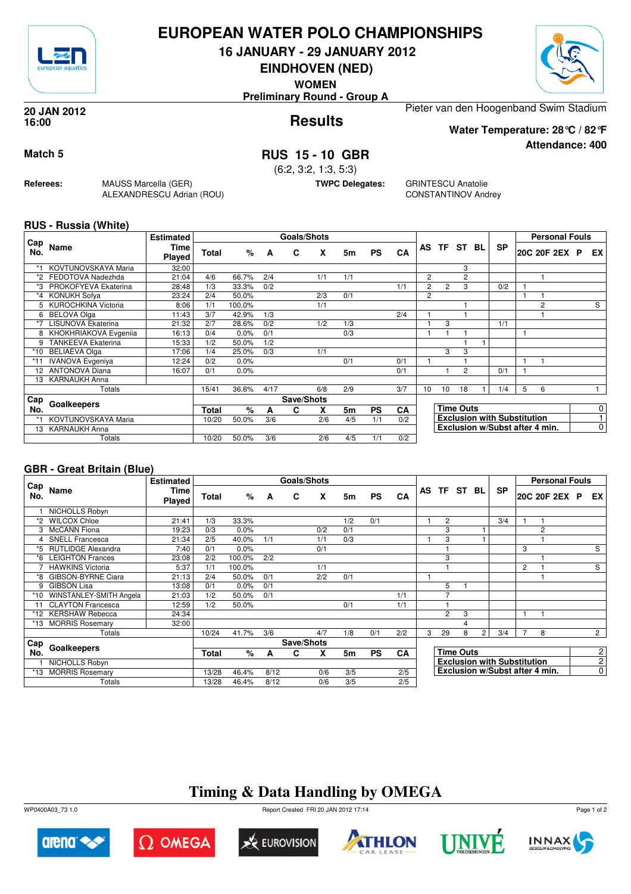# EUROPEAN WATER POLO CHAMPIONSHIPS

## 16 JANUARY - 29 JANUARY 2012

## EINDHOVEN (NED)

**WOMEN**

**Preliminary Round - Group A**

**20 JAN 2012**
**16:00**

## Results

Pieter van den Hoogenband Swim Stadium

**Water Temperature: 28°C / 82°F**

**Attendance: 400**

**Match 5**

## RUS 15 - 10 GBR

(6:2, 3:2, 1:3, 5:3)

**Referees:** MAUSS Marcella (GER), ALEXANDRESCU Adrian (ROU)

**TWPC Delegates:** GRINTESCU Anatolie, CONSTANTINOV Andrey

### RUS - Russia (White)

| Cap No. | Name | Estimated Time Played | Total | % | A | C | X | 5m | PS | CA | AS | TF | ST | BL | SP | 20C | 20F | 2EX | P | EX |
|---|---|---|---|---|---|---|---|---|---|---|---|---|---|---|---|---|---|---|---|---|
| *1 | KOVTUNOVSKAYA Maria | 32:00 | | | | | | | | | | | 3 | | | | | | | |
| *2 | FEDOTOVA Nadezhda | 21:04 | 4/6 | 66.7% | 2/4 | | 1/1 | 1/1 | | | 2 | | 2 | | | | 1 | | | |
| *3 | PROKOFYEVA Ekaterina | 28:48 | 1/3 | 33.3% | 0/2 | | | | | 1/1 | 2 | 2 | 3 | | 0/2 | 1 | | | | |
| *4 | KONUKH Sofya | 23:24 | 2/4 | 50.0% | | | 2/3 | 0/1 | | | 2 | | | | | 1 | 1 | | | |
| 5 | KUROCHKINA Victoria | 8:06 | 1/1 | 100.0% | | | 1/1 | | | | | | 1 | | | | 2 | | | S |
| 6 | BELOVA Olga | 11:43 | 3/7 | 42.9% | 1/3 | | | | | 2/4 | 1 | | 1 | | | | 1 | | | |
| *7 | LISUNOVA Ekaterina | 21:32 | 2/7 | 28.6% | 0/2 | | 1/2 | 1/3 | | | 1 | 3 | | | 1/1 | | | | | |
| 8 | KHOKHRIAKOVA Evgeniia | 16:13 | 0/4 | 0.0% | 0/1 | | | 0/3 | | | 1 | 1 | 1 | | | 1 | | | | |
| 9 | TANKEEVA Ekaterina | 15:33 | 1/2 | 50.0% | 1/2 | | | | | | | | 1 | 1 | | | | | | |
| *10 | BELIAEVA Olga | 17:06 | 1/4 | 25.0% | 0/3 | | 1/1 | | | | | 3 | 3 | | | | | | | |
| *11 | IVANOVA Evgeniya | 12:24 | 0/2 | 0.0% | | | | 0/1 | | 0/1 | 1 | | 1 | | | 1 | 1 | | | |
| 12 | ANTONOVA Diana | 16:07 | 0/1 | 0.0% | | | | | | 0/1 | | 1 | 2 | | 0/1 | 1 | | | | |
| 13 | KARNAUKH Anna | | | | | | | | | | | | | | | | | | | |
| | Totals | | 15/41 | 36.6% | 4/17 | | 6/8 | 2/9 | | 3/7 | 10 | 10 | 18 | 1 | 1/4 | 5 | 6 | | | 1 |

| Cap No. | Goalkeepers | Total | % | A | C | X | 5m | PS | CA |
|---|---|---|---|---|---|---|---|---|---|
| *1 | KOVTUNOVSKAYA Maria | 10/20 | 50.0% | 3/6 | | 2/6 | 4/5 | 1/1 | 0/2 |
| 13 | KARNAUKH Anna | | | | | | | | |
| | Totals | 10/20 | 50.0% | 3/6 | | 2/6 | 4/5 | 1/1 | 0/2 |

| | |
|---|---|
| Time Outs | 0 |
| Exclusion with Substitution | 1 |
| Exclusion w/Subst after 4 min. | 0 |

### GBR - Great Britain (Blue)

| Cap No. | Name | Estimated Time Played | Total | % | A | C | X | 5m | PS | CA | AS | TF | ST | BL | SP | 20C | 20F | 2EX | P | EX |
|---|---|---|---|---|---|---|---|---|---|---|---|---|---|---|---|---|---|---|---|---|
| 1 | NICHOLLS Robyn | | | | | | | | | | | | | | | | | | | |
| *2 | WILCOX Chloe | 21:41 | 1/3 | 33.3% | | | | 1/2 | 0/1 | | 1 | 2 | | | 3/4 | 1 | 1 | | | |
| 3 | McCANN Fiona | 19:23 | 0/3 | 0.0% | | | 0/2 | 0/1 | | | | 3 | | 1 | | | 2 | | | |
| 4 | SNELL Francesca | 21:34 | 2/5 | 40.0% | 1/1 | | 1/1 | 0/3 | | | 1 | 3 | | 1 | | | 1 | | | |
| *5 | RUTLIDGE Alexandra | 7:40 | 0/1 | 0.0% | | | 0/1 | | | | | 1 | | | | 3 | | | | S |
| *6 | LEIGHTON Frances | 23:08 | 2/2 | 100.0% | 2/2 | | | | | | | 3 | | | | | 1 | | | |
| 7 | HAWKINS Victoria | 5:37 | 1/1 | 100.0% | | | 1/1 | | | | | 1 | | | | 2 | 1 | | | S |
| *8 | GIBSON-BYRNE Ciara | 21:13 | 2/4 | 50.0% | 0/1 | | 2/2 | 0/1 | | | 1 | | | | | | 1 | | | |
| 9 | GIBSON Lisa | 13:08 | 0/1 | 0.0% | 0/1 | | | | | | | 5 | 1 | | | | | | | |
| *10 | WINSTANLEY-SMITH Angela | 21:03 | 1/2 | 50.0% | 0/1 | | | | | 1/1 | | 7 | | | | | | | | |
| 11 | CLAYTON Francesca | 12:59 | 1/2 | 50.0% | | | | 0/1 | | 1/1 | | 1 | | | | | | | | |
| *12 | KERSHAW Rebecca | 24:34 | | | | | | | | | | 2 | 3 | | | 1 | 1 | | | |
| *13 | MORRIS Rosemary | 32:00 | | | | | | | | | | | 4 | | | | | | | |
| | Totals | | 10/24 | 41.7% | 3/6 | | 4/7 | 1/8 | 0/1 | 2/2 | 3 | 29 | 8 | 2 | 3/4 | 7 | 8 | | | 2 |

| Cap No. | Goalkeepers | Total | % | A | C | X | 5m | PS | CA |
|---|---|---|---|---|---|---|---|---|---|
| 1 | NICHOLLS Robyn | | | | | | | | |
| *13 | MORRIS Rosemary | 13/28 | 46.4% | 8/12 | | 0/6 | 3/5 | | 2/5 |
| | Totals | 13/28 | 46.4% | 8/12 | | 0/6 | 3/5 | | 2/5 |

| | |
|---|---|
| Time Outs | 2 |
| Exclusion with Substitution | 2 |
| Exclusion w/Subst after 4 min. | 0 |

## Timing & Data Handling by OMEGA

WP0400A03_73 1.0 Report Created FRI 20 JAN 2012 17:14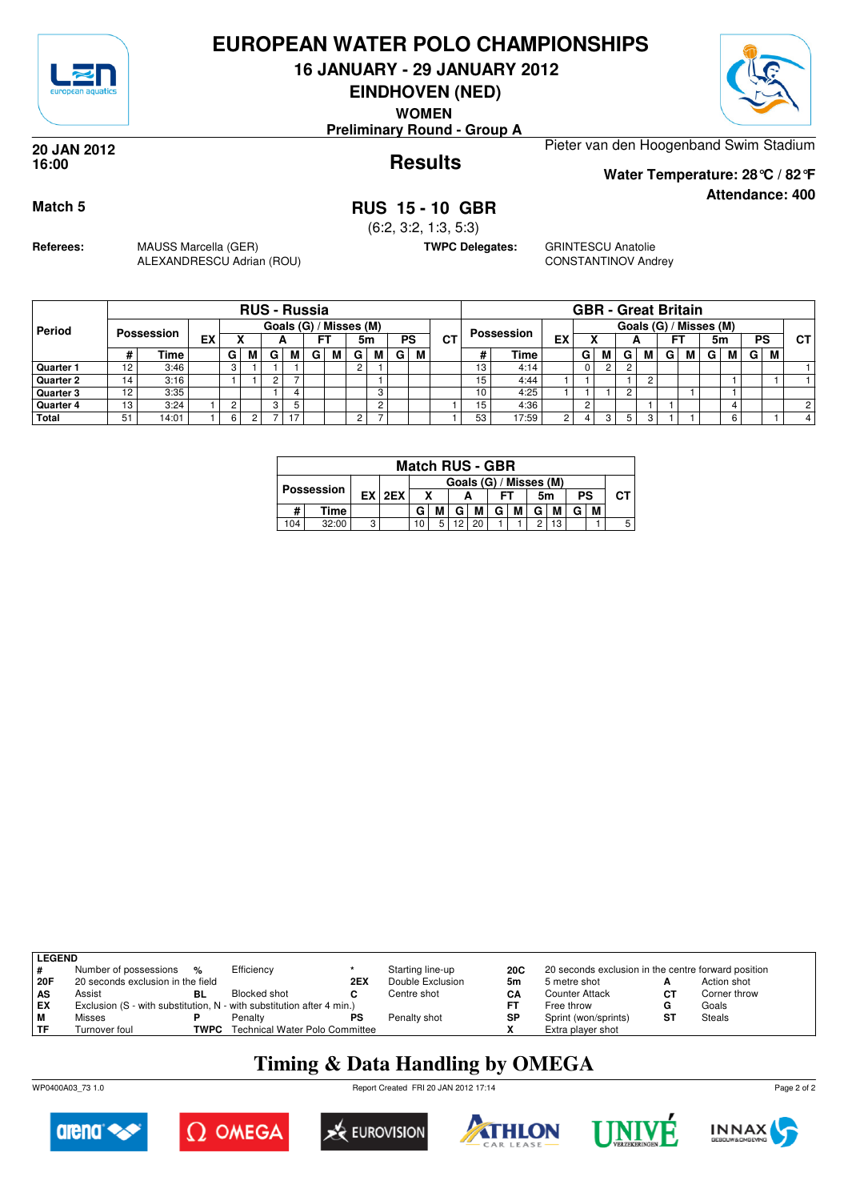# EUROPEAN WATER POLO CHAMPIONSHIPS

**16 JANUARY - 29 JANUARY 2012**

**EINDHOVEN (NED)**

**WOMEN**

**Preliminary Round - Group A**

**20 JAN 2012**
**16:00**

## Results

Pieter van den Hoogenband Swim Stadium

**Water Temperature: 28°C / 82°F**

**Attendance: 400**

**Match 5**

## RUS 15 - 10 GBR

(6:2, 3:2, 1:3, 5:3)

**Referees:** MAUSS Marcella (GER), ALEXANDRESCU Adrian (ROU)

**TWPC Delegates:** GRINTESCU Anatolie, CONSTANTINOV Andrey

| Period | RUS - Russia | | | | | | | | | | | | | | GBR - Great Britain | | | | | | | | | | | | | |
|---|---|---|---|---|---|---|---|---|---|---|---|---|---|---|---|---|---|---|---|---|---|---|---|---|---|---|---|---|
| | Possession | | EX | Goals (G) / Misses (M) | | | | | | | | | | CT | Possession | | EX | Goals (G) / Misses (M) | | | | | | | | | | CT |
| | | | | X | | A | | FT | | 5m | | PS | | | | | | X | | A | | FT | | 5m | | PS | | |
| | # | Time | | G | M | G | M | G | M | G | M | G | M | | # | Time | | G | M | G | M | G | M | G | M | G | M | |
| Quarter 1 | 12 | 3:46 | | 3 | 1 | 1 | 1 | | | 2 | 1 | | | | 13 | 4:14 | | 0 | 2 | 2 | | | | | | | | 1 |
| Quarter 2 | 14 | 3:16 | | 1 | 1 | 2 | 7 | | | | 1 | | | | 15 | 4:44 | 1 | 1 | | 1 | 2 | | | | 1 | | 1 | 1 |
| Quarter 3 | 12 | 3:35 | | | | 1 | 4 | | | | 3 | | | | 10 | 4:25 | 1 | 1 | 1 | 2 | | | 1 | | 1 | | | |
| Quarter 4 | 13 | 3:24 | 1 | 2 | | 3 | 5 | | | | 2 | | | 1 | 15 | 4:36 | | 2 | | | 1 | 1 | | | 4 | | | 2 |
| Total | 51 | 14:01 | 1 | 6 | 2 | 7 | 17 | | | 2 | 7 | | | 1 | 53 | 17:59 | 2 | 4 | 3 | 5 | 3 | 1 | 1 | | 6 | | 1 | 4 |

| Match RUS - GBR | | | | | | | | | | | | | | |
|---|---|---|---|---|---|---|---|---|---|---|---|---|---|---|
| Possession | | EX | 2EX | Goals (G) / Misses (M) | | | | | | | | | | CT |
| | | | | X | | A | | FT | | 5m | | PS | | |
| # | Time | | | G | M | G | M | G | M | G | M | G | M | |
| 104 | 32:00 | 3 | | 10 | 5 | 12 | 20 | 1 | 1 | 2 | 13 | | 1 | 5 |

| LEGEND | | | | | | | |
|---|---|---|---|---|---|---|---|
| # | Number of possessions | % | Efficiency | * | Starting line-up | 20C | 20 seconds exclusion in the centre forward position |
| 20F | 20 seconds exclusion in the field | | | 2EX | Double Exclusion | 5m | 5 metre shot |
| AS | Assist | BL | Blocked shot | C | Centre shot | CA | Counter Attack |
| EX | Exclusion (S - with substitution, N - with substitution after 4 min.) | | | | | FT | Free throw |
| M | Misses | P | Penalty | PS | Penalty shot | SP | Sprint (won/sprints) |
| TF | Turnover foul | TWPC | Technical Water Polo Committee | | | X | Extra player shot |
| A | Action shot | CT | Corner throw | G | Goals | ST | Steals |

## Timing & Data Handling by OMEGA

WP0400A03_73 1.0 Report Created FRI 20 JAN 2012 17:14